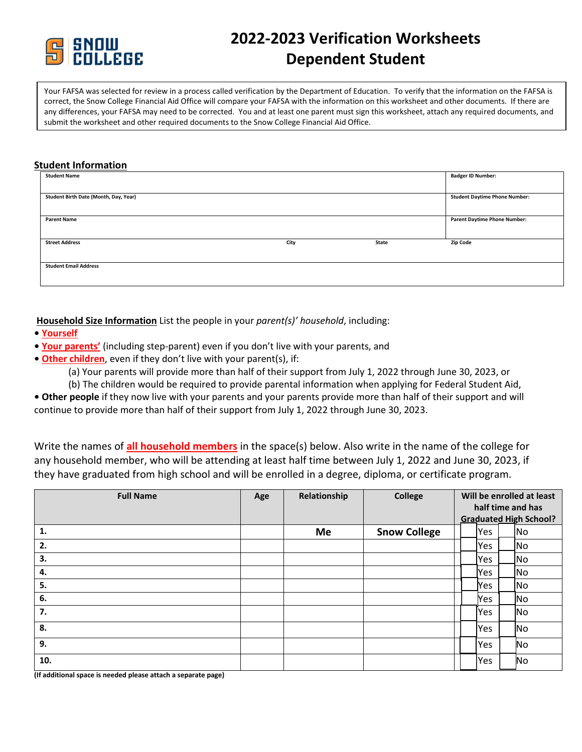SNOW COLLEGE

# 2022-2023 Verification Worksheets
# Dependent Student

Your FAFSA was selected for review in a process called verification by the Department of Education. To verify that the information on the FAFSA is correct, the Snow College Financial Aid Office will compare your FAFSA with the information on this worksheet and other documents. If there are any differences, your FAFSA may need to be corrected. You and at least one parent must sign this worksheet, attach any required documents, and submit the worksheet and other required documents to the Snow College Financial Aid Office.

## Student Information

| Student Name | | | Badger ID Number: |
|---|---|---|---|
| **Student Birth Date (Month, Day, Year)** | | | **Student Daytime Phone Number:** |
| **Parent Name** | | | **Parent Daytime Phone Number:** |
| **Street Address** | **City** | **State** | **Zip Code** |
| **Student Email Address** | | | |

**Household Size Information** List the people in your *parent(s)' household*, including:

- **Yourself**
- **Your parents'** (including step-parent) even if you don't live with your parents, and
- **Other children**, even if they don't live with your parent(s), if:
  - (a) Your parents will provide more than half of their support from July 1, 2022 through June 30, 2023, or
  - (b) The children would be required to provide parental information when applying for Federal Student Aid,
- **Other people** if they now live with your parents and your parents provide more than half of their support and will continue to provide more than half of their support from July 1, 2022 through June 30, 2023.

Write the names of **all household members** in the space(s) below. Also write in the name of the college for any household member, who will be attending at least half time between July 1, 2022 and June 30, 2023, if they have graduated from high school and will be enrolled in a degree, diploma, or certificate program.

| Full Name | Age | Relationship | College | Will be enrolled at least half time and has Graduated High School? |
|---|---|---|---|---|
| 1. | | Me | Snow College | ☐ Yes ☐ No |
| 2. | | | | ☐ Yes ☐ No |
| 3. | | | | ☐ Yes ☐ No |
| 4. | | | | ☐ Yes ☐ No |
| 5. | | | | ☐ Yes ☐ No |
| 6. | | | | ☐ Yes ☐ No |
| 7. | | | | ☐ Yes ☐ No |
| 8. | | | | ☐ Yes ☐ No |
| 9. | | | | ☐ Yes ☐ No |
| 10. | | | | ☐ Yes ☐ No |

**(If additional space is needed please attach a separate page)**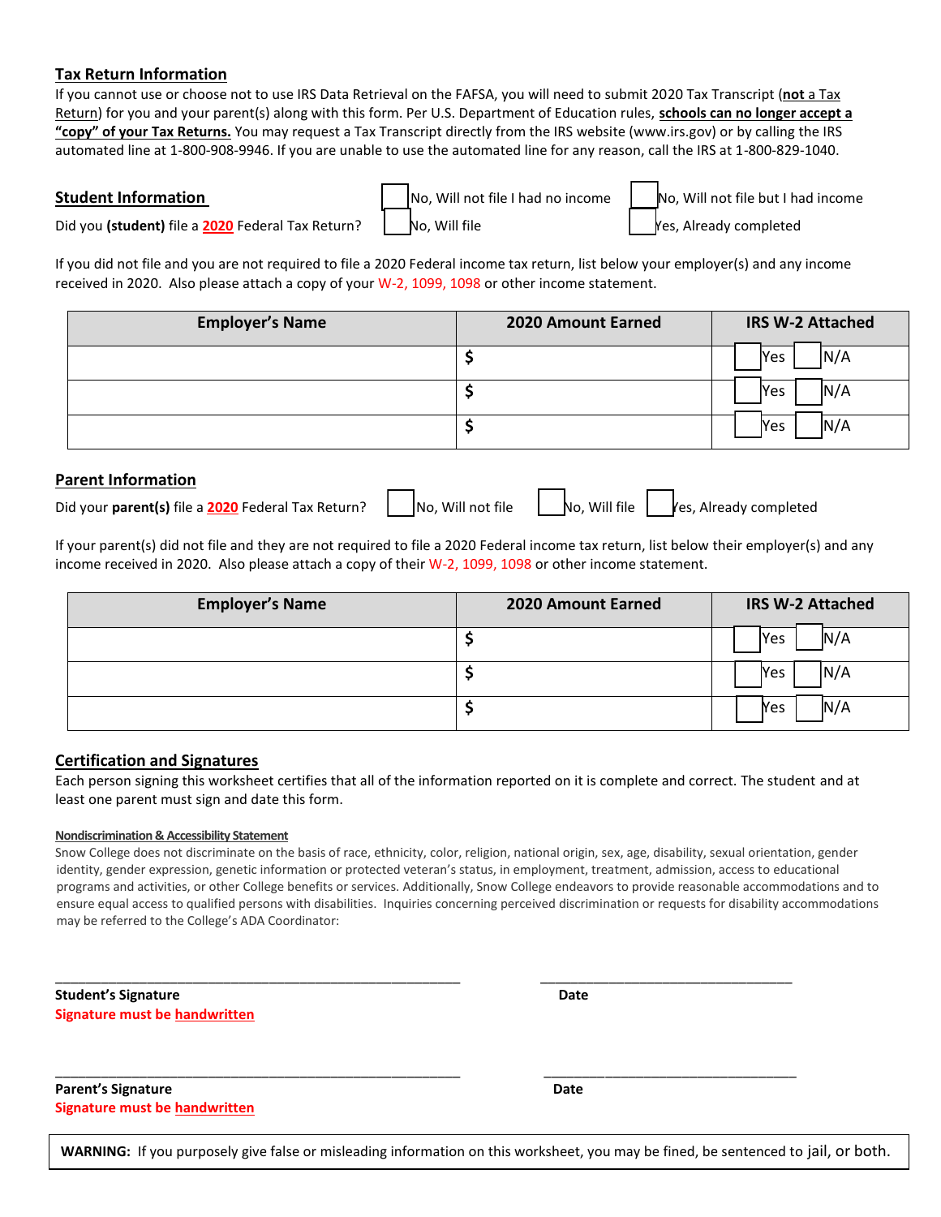## Tax Return Information

If you cannot use or choose not to use IRS Data Retrieval on the FAFSA, you will need to submit 2020 Tax Transcript (**not** a Tax Return) for you and your parent(s) along with this form. Per U.S. Department of Education rules, **schools can no longer accept a "copy" of your Tax Returns.** You may request a Tax Transcript directly from the IRS website (www.irs.gov) or by calling the IRS automated line at 1-800-908-9946. If you are unable to use the automated line for any reason, call the IRS at 1-800-829-1040.

## Student Information

Did you **(student)** file a **2020** Federal Tax Return?

☐ No, Will not file I had no income ☐ No, Will not file but I had income
☐ No, Will file ☐ Yes, Already completed

If you did not file and you are not required to file a 2020 Federal income tax return, list below your employer(s) and any income received in 2020. Also please attach a copy of your W-2, 1099, 1098 or other income statement.

| Employer's Name | 2020 Amount Earned | IRS W-2 Attached |
|---|---|---|
| | $ | ☐ Yes ☐ N/A |
| | $ | ☐ Yes ☐ N/A |
| | $ | ☐ Yes ☐ N/A |

## Parent Information

Did your **parent(s)** file a **2020** Federal Tax Return? ☐ No, Will not file ☐ No, Will file ☐ Yes, Already completed

If your parent(s) did not file and they are not required to file a 2020 Federal income tax return, list below their employer(s) and any income received in 2020. Also please attach a copy of their W-2, 1099, 1098 or other income statement.

| Employer's Name | 2020 Amount Earned | IRS W-2 Attached |
|---|---|---|
| | $ | ☐ Yes ☐ N/A |
| | $ | ☐ Yes ☐ N/A |
| | $ | ☐ Yes ☐ N/A |

## Certification and Signatures

Each person signing this worksheet certifies that all of the information reported on it is complete and correct. The student and at least one parent must sign and date this form.

**Nondiscrimination & Accessibility Statement**

Snow College does not discriminate on the basis of race, ethnicity, color, religion, national origin, sex, age, disability, sexual orientation, gender identity, gender expression, genetic information or protected veteran's status, in employment, treatment, admission, access to educational programs and activities, or other College benefits or services. Additionally, Snow College endeavors to provide reasonable accommodations and to ensure equal access to qualified persons with disabilities. Inquiries concerning perceived discrimination or requests for disability accommodations may be referred to the College's ADA Coordinator:

\_\_\_\_\_\_\_\_\_\_\_\_\_\_\_\_\_\_\_\_\_\_\_\_\_\_\_\_\_\_\_\_\_\_\_\_\_\_\_\_ \_\_\_\_\_\_\_\_\_\_\_\_\_\_\_\_\_\_\_\_\_\_\_\_\_\_\_\_
**Student's Signature** **Date**
**Signature must be handwritten**

\_\_\_\_\_\_\_\_\_\_\_\_\_\_\_\_\_\_\_\_\_\_\_\_\_\_\_\_\_\_\_\_\_\_\_\_\_\_\_\_ \_\_\_\_\_\_\_\_\_\_\_\_\_\_\_\_\_\_\_\_\_\_\_\_\_\_\_\_
**Parent's Signature** **Date**
**Signature must be handwritten**

**WARNING:** If you purposely give false or misleading information on this worksheet, you may be fined, be sentenced to jail, or both.